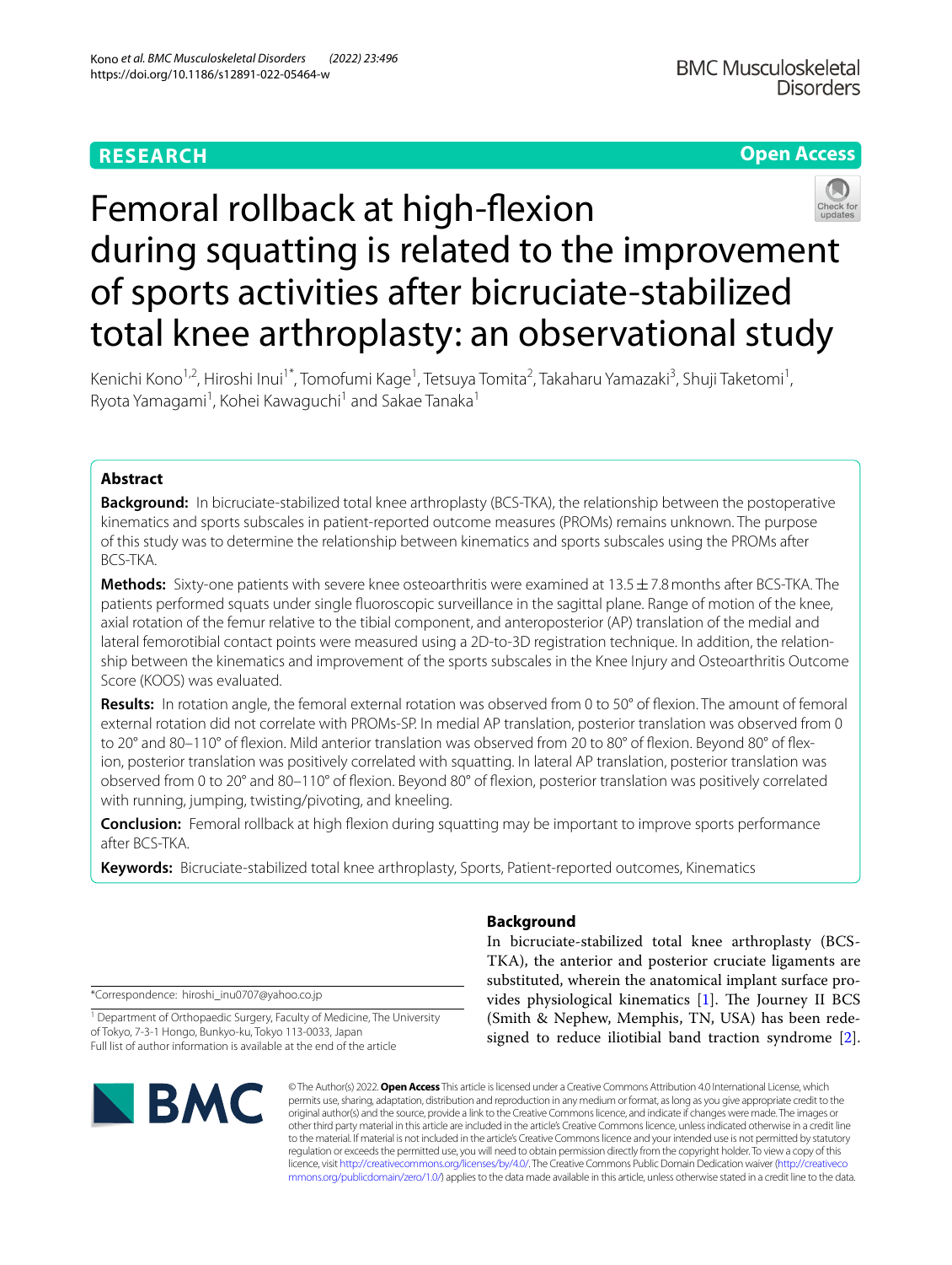**RESEARCH** **Open Access**

# Femoral rollback at high-flexion during squatting is related to the improvement of sports activities after bicruciate-stabilized total knee arthroplasty: an observational study

Kenichi Kono[1,2], Hiroshi Inui[1*], Tomofumi Kage[1], Tetsuya Tomita[2], Takaharu Yamazaki[3], Shuji Taketomi[1], Ryota Yamagami[1], Kohei Kawaguchi[1] and Sakae Tanaka[1]

## Abstract

**Background:** In bicruciate-stabilized total knee arthroplasty (BCS-TKA), the relationship between the postoperative kinematics and sports subscales in patient-reported outcome measures (PROMs) remains unknown. The purpose of this study was to determine the relationship between kinematics and sports subscales using the PROMs after BCS-TKA.

**Methods:** Sixty-one patients with severe knee osteoarthritis were examined at 13.5 ± 7.8 months after BCS-TKA. The patients performed squats under single fluoroscopic surveillance in the sagittal plane. Range of motion of the knee, axial rotation of the femur relative to the tibial component, and anteroposterior (AP) translation of the medial and lateral femorotibial contact points were measured using a 2D-to-3D registration technique. In addition, the relationship between the kinematics and improvement of the sports subscales in the Knee Injury and Osteoarthritis Outcome Score (KOOS) was evaluated.

**Results:** In rotation angle, the femoral external rotation was observed from 0 to 50° of flexion. The amount of femoral external rotation did not correlate with PROMs-SP. In medial AP translation, posterior translation was observed from 0 to 20° and 80–110° of flexion. Mild anterior translation was observed from 20 to 80° of flexion. Beyond 80° of flexion, posterior translation was positively correlated with squatting. In lateral AP translation, posterior translation was observed from 0 to 20° and 80–110° of flexion. Beyond 80° of flexion, posterior translation was positively correlated with running, jumping, twisting/pivoting, and kneeling.

**Conclusion:** Femoral rollback at high flexion during squatting may be important to improve sports performance after BCS-TKA.

**Keywords:** Bicruciate-stabilized total knee arthroplasty, Sports, Patient-reported outcomes, Kinematics

*Correspondence: hiroshi_inu0707@yahoo.co.jp

[1] Department of Orthopaedic Surgery, Faculty of Medicine, The University of Tokyo, 7-3-1 Hongo, Bunkyo-ku, Tokyo 113-0033, Japan

Full list of author information is available at the end of the article

## Background

In bicruciate-stabilized total knee arthroplasty (BCS-TKA), the anterior and posterior cruciate ligaments are substituted, wherein the anatomical implant surface provides physiological kinematics [1]. The Journey II BCS (Smith & Nephew, Memphis, TN, USA) has been redesigned to reduce iliotibial band traction syndrome [2].

© The Author(s) 2022. **Open Access** This article is licensed under a Creative Commons Attribution 4.0 International License, which permits use, sharing, adaptation, distribution and reproduction in any medium or format, as long as you give appropriate credit to the original author(s) and the source, provide a link to the Creative Commons licence, and indicate if changes were made. The images or other third party material in this article are included in the article's Creative Commons licence, unless indicated otherwise in a credit line to the material. If material is not included in the article's Creative Commons licence and your intended use is not permitted by statutory regulation or exceeds the permitted use, you will need to obtain permission directly from the copyright holder. To view a copy of this licence, visit http://creativecommons.org/licenses/by/4.0/. The Creative Commons Public Domain Dedication waiver (http://creativecommons.org/publicdomain/zero/1.0/) applies to the data made available in this article, unless otherwise stated in a credit line to the data.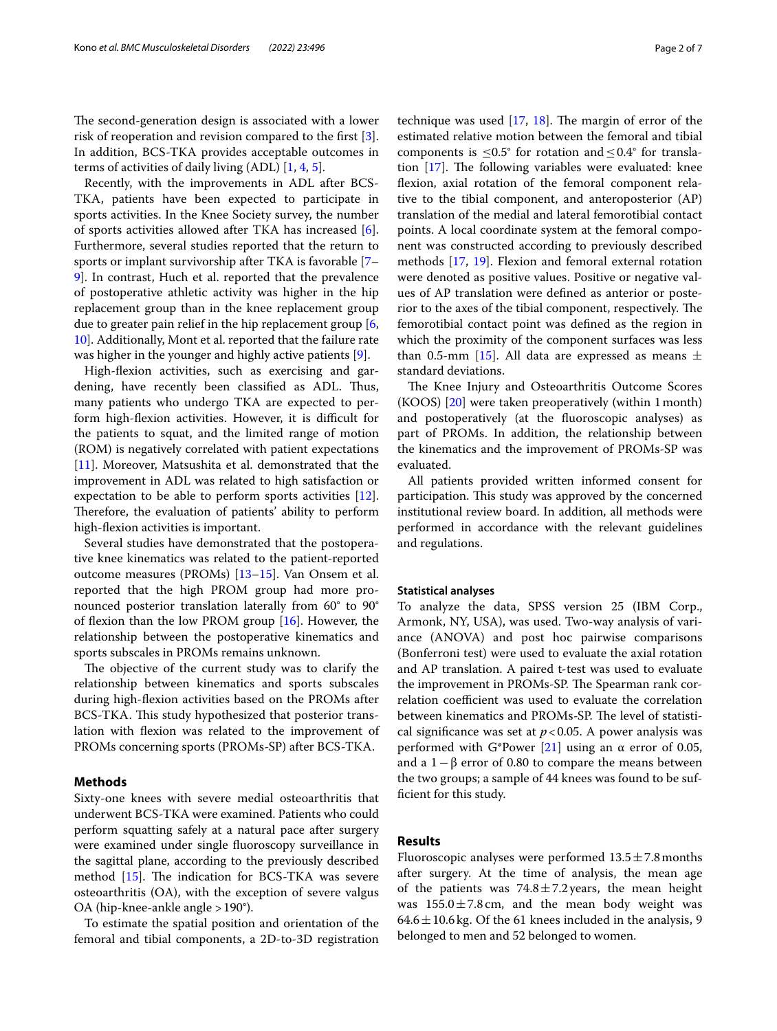The second-generation design is associated with a lower risk of reoperation and revision compared to the first [3]. In addition, BCS-TKA provides acceptable outcomes in terms of activities of daily living (ADL) [1, 4, 5].

Recently, with the improvements in ADL after BCS-TKA, patients have been expected to participate in sports activities. In the Knee Society survey, the number of sports activities allowed after TKA has increased [6]. Furthermore, several studies reported that the return to sports or implant survivorship after TKA is favorable [7–9]. In contrast, Huch et al. reported that the prevalence of postoperative athletic activity was higher in the hip replacement group than in the knee replacement group due to greater pain relief in the hip replacement group [6, 10]. Additionally, Mont et al. reported that the failure rate was higher in the younger and highly active patients [9].

High-flexion activities, such as exercising and gardening, have recently been classified as ADL. Thus, many patients who undergo TKA are expected to perform high-flexion activities. However, it is difficult for the patients to squat, and the limited range of motion (ROM) is negatively correlated with patient expectations [11]. Moreover, Matsushita et al. demonstrated that the improvement in ADL was related to high satisfaction or expectation to be able to perform sports activities [12]. Therefore, the evaluation of patients' ability to perform high-flexion activities is important.

Several studies have demonstrated that the postoperative knee kinematics was related to the patient-reported outcome measures (PROMs) [13–15]. Van Onsem et al. reported that the high PROM group had more pronounced posterior translation laterally from 60° to 90° of flexion than the low PROM group [16]. However, the relationship between the postoperative kinematics and sports subscales in PROMs remains unknown.

The objective of the current study was to clarify the relationship between kinematics and sports subscales during high-flexion activities based on the PROMs after BCS-TKA. This study hypothesized that posterior translation with flexion was related to the improvement of PROMs concerning sports (PROMs-SP) after BCS-TKA.

## Methods

Sixty-one knees with severe medial osteoarthritis that underwent BCS-TKA were examined. Patients who could perform squatting safely at a natural pace after surgery were examined under single fluoroscopy surveillance in the sagittal plane, according to the previously described method [15]. The indication for BCS-TKA was severe osteoarthritis (OA), with the exception of severe valgus OA (hip-knee-ankle angle > 190°).

To estimate the spatial position and orientation of the femoral and tibial components, a 2D-to-3D registration technique was used [17, 18]. The margin of error of the estimated relative motion between the femoral and tibial components is ≤0.5° for rotation and ≤0.4° for translation [17]. The following variables were evaluated: knee flexion, axial rotation of the femoral component relative to the tibial component, and anteroposterior (AP) translation of the medial and lateral femorotibial contact points. A local coordinate system at the femoral component was constructed according to previously described methods [17, 19]. Flexion and femoral external rotation were denoted as positive values. Positive or negative values of AP translation were defined as anterior or posterior to the axes of the tibial component, respectively. The femorotibial contact point was defined as the region in which the proximity of the component surfaces was less than 0.5-mm [15]. All data are expressed as means ± standard deviations.

The Knee Injury and Osteoarthritis Outcome Scores (KOOS) [20] were taken preoperatively (within 1 month) and postoperatively (at the fluoroscopic analyses) as part of PROMs. In addition, the relationship between the kinematics and the improvement of PROMs-SP was evaluated.

All patients provided written informed consent for participation. This study was approved by the concerned institutional review board. In addition, all methods were performed in accordance with the relevant guidelines and regulations.

### Statistical analyses

To analyze the data, SPSS version 25 (IBM Corp., Armonk, NY, USA), was used. Two-way analysis of variance (ANOVA) and post hoc pairwise comparisons (Bonferroni test) were used to evaluate the axial rotation and AP translation. A paired t-test was used to evaluate the improvement in PROMs-SP. The Spearman rank correlation coefficient was used to evaluate the correlation between kinematics and PROMs-SP. The level of statistical significance was set at $p < 0.05$. A power analysis was performed with G*Power [21] using an α error of 0.05, and a $1 - \beta$ error of 0.80 to compare the means between the two groups; a sample of 44 knees was found to be sufficient for this study.

## Results

Fluoroscopic analyses were performed 13.5 ± 7.8 months after surgery. At the time of analysis, the mean age of the patients was 74.8 ± 7.2 years, the mean height was 155.0 ± 7.8 cm, and the mean body weight was 64.6 ± 10.6 kg. Of the 61 knees included in the analysis, 9 belonged to men and 52 belonged to women.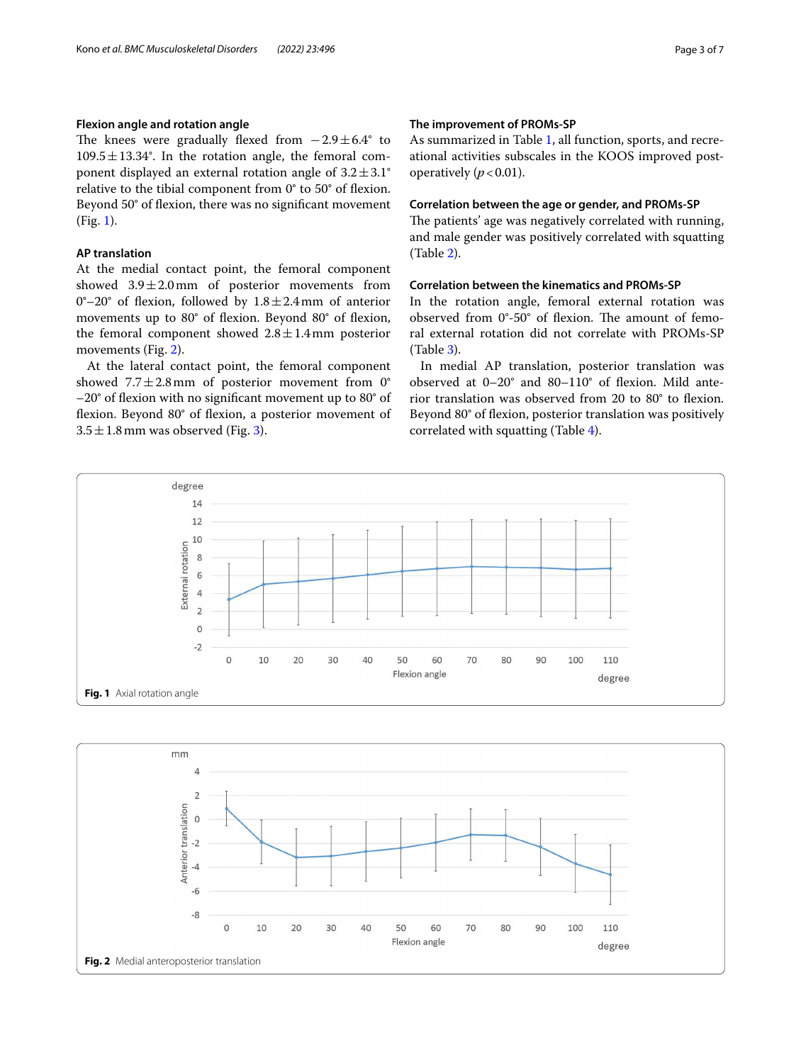### Flexion angle and rotation angle

The knees were gradually flexed from −2.9 ± 6.4° to 109.5 ± 13.34°. In the rotation angle, the femoral component displayed an external rotation angle of 3.2 ± 3.1° relative to the tibial component from 0° to 50° of flexion. Beyond 50° of flexion, there was no significant movement (Fig. 1).

### AP translation

At the medial contact point, the femoral component showed 3.9 ± 2.0 mm of posterior movements from 0°–20° of flexion, followed by 1.8 ± 2.4 mm of anterior movements up to 80° of flexion. Beyond 80° of flexion, the femoral component showed 2.8 ± 1.4 mm posterior movements (Fig. 2).

At the lateral contact point, the femoral component showed 7.7 ± 2.8 mm of posterior movement from 0° −20° of flexion with no significant movement up to 80° of flexion. Beyond 80° of flexion, a posterior movement of 3.5 ± 1.8 mm was observed (Fig. 3).

### The improvement of PROMs-SP

As summarized in Table 1, all function, sports, and recreational activities subscales in the KOOS improved postoperatively ($p < 0.01$).

### Correlation between the age or gender, and PROMs-SP

The patients' age was negatively correlated with running, and male gender was positively correlated with squatting (Table 2).

### Correlation between the kinematics and PROMs-SP

In the rotation angle, femoral external rotation was observed from 0°-50° of flexion. The amount of femoral external rotation did not correlate with PROMs-SP (Table 3).

In medial AP translation, posterior translation was observed at 0–20° and 80–110° of flexion. Mild anterior translation was observed from 20 to 80° to flexion. Beyond 80° of flexion, posterior translation was positively correlated with squatting (Table 4).

**Fig. 1** Axial rotation angle

**Fig. 2** Medial anteroposterior translation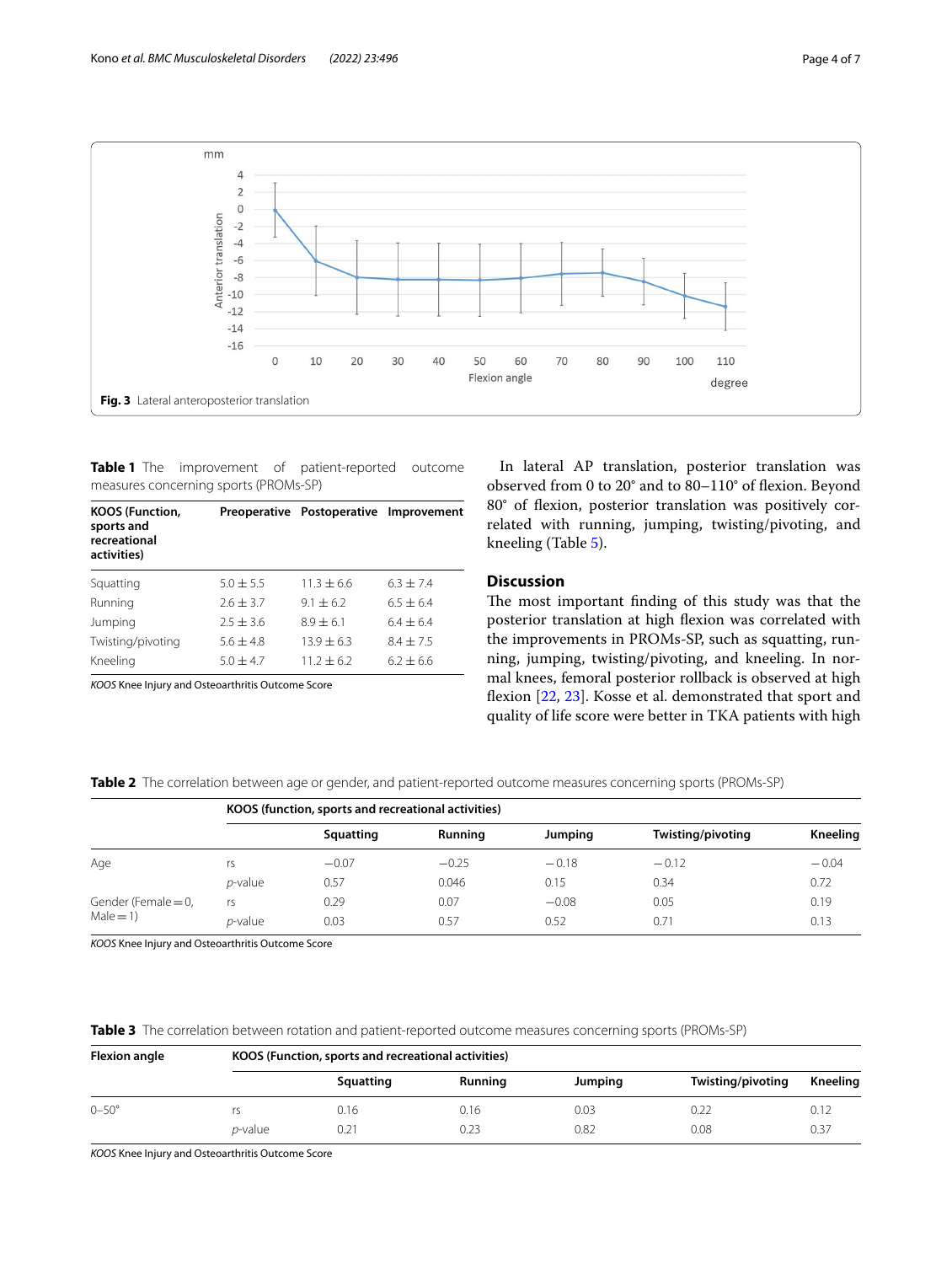Fig. 3 Lateral anteroposterior translation

**Table 1** The improvement of patient-reported outcome measures concerning sports (PROMs-SP)

| KOOS (Function, sports and recreational activities) | Preoperative | Postoperative | Improvement |
|---|---|---|---|
| Squatting | 5.0 ± 5.5 | 11.3 ± 6.6 | 6.3 ± 7.4 |
| Running | 2.6 ± 3.7 | 9.1 ± 6.2 | 6.5 ± 6.4 |
| Jumping | 2.5 ± 3.6 | 8.9 ± 6.1 | 6.4 ± 6.4 |
| Twisting/pivoting | 5.6 ± 4.8 | 13.9 ± 6.3 | 8.4 ± 7.5 |
| Kneeling | 5.0 ± 4.7 | 11.2 ± 6.2 | 6.2 ± 6.6 |

*KOOS* Knee Injury and Osteoarthritis Outcome Score

In lateral AP translation, posterior translation was observed from 0 to 20° and to 80–110° of flexion. Beyond 80° of flexion, posterior translation was positively correlated with running, jumping, twisting/pivoting, and kneeling (Table 5).

## Discussion

The most important finding of this study was that the posterior translation at high flexion was correlated with the improvements in PROMs-SP, such as squatting, running, jumping, twisting/pivoting, and kneeling. In normal knees, femoral posterior rollback is observed at high flexion [22, 23]. Kosse et al. demonstrated that sport and quality of life score were better in TKA patients with high

**Table 2** The correlation between age or gender, and patient-reported outcome measures concerning sports (PROMs-SP)

| | | KOOS (function, sports and recreational activities) | | | | |
|---|---|---|---|---|---|---|
| | | Squatting | Running | Jumping | Twisting/pivoting | Kneeling |
| Age | rs | −0.07 | −0.25 | −0.18 | −0.12 | −0.04 |
| | *p*-value | 0.57 | 0.046 | 0.15 | 0.34 | 0.72 |
| Gender (Female = 0, Male = 1) | rs | 0.29 | 0.07 | −0.08 | 0.05 | 0.19 |
| | *p*-value | 0.03 | 0.57 | 0.52 | 0.71 | 0.13 |

*KOOS* Knee Injury and Osteoarthritis Outcome Score

**Table 3** The correlation between rotation and patient-reported outcome measures concerning sports (PROMs-SP)

| Flexion angle | | KOOS (Function, sports and recreational activities) | | | | |
|---|---|---|---|---|---|---|
| | | Squatting | Running | Jumping | Twisting/pivoting | Kneeling |
| 0–50° | rs | 0.16 | 0.16 | 0.03 | 0.22 | 0.12 |
| | *p*-value | 0.21 | 0.23 | 0.82 | 0.08 | 0.37 |

*KOOS* Knee Injury and Osteoarthritis Outcome Score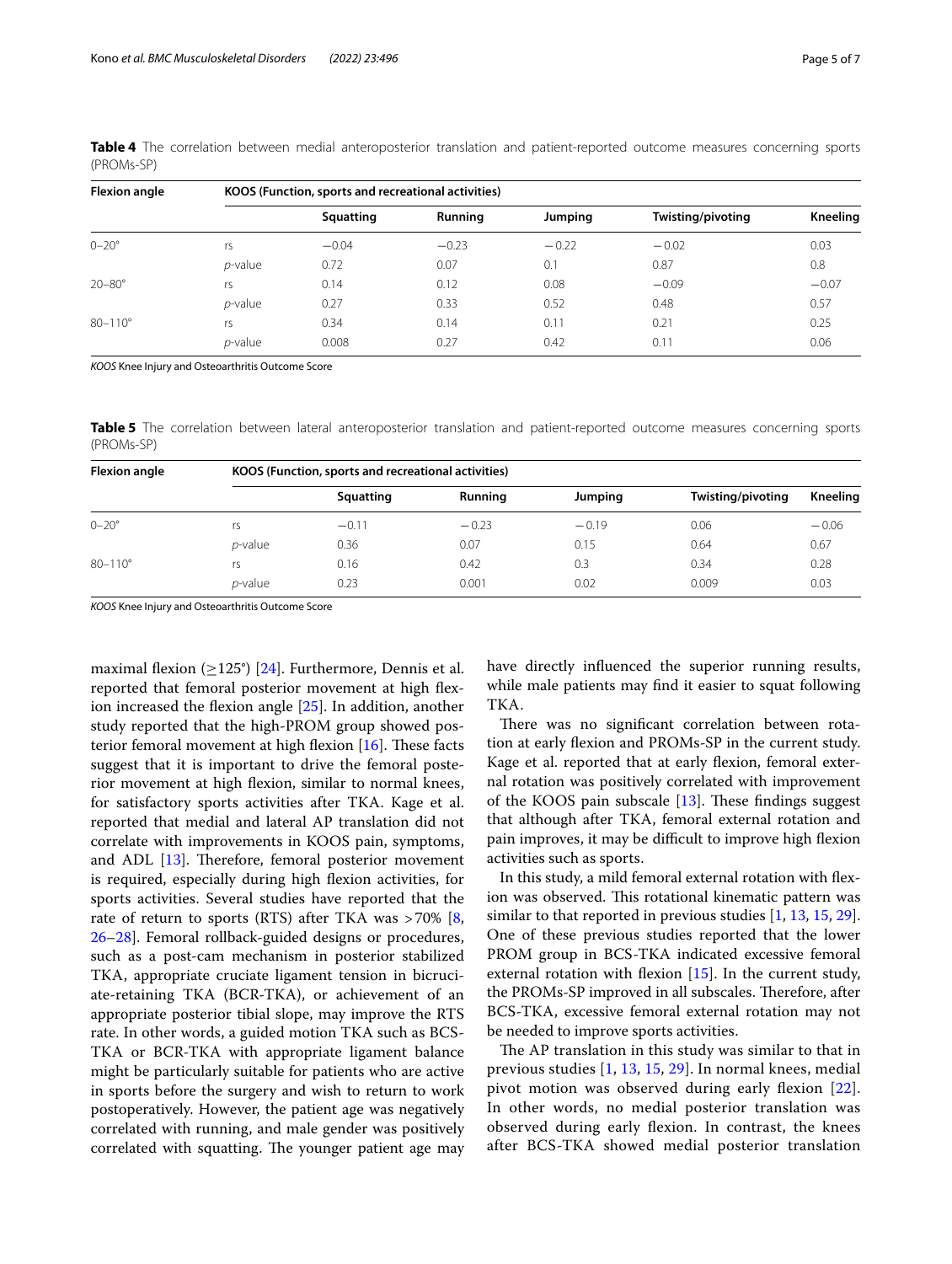**Table 4** The correlation between medial anteroposterior translation and patient-reported outcome measures concerning sports (PROMs-SP)

| Flexion angle | | KOOS (Function, sports and recreational activities) | | | | |
|---|---|---|---|---|---|---|
| | | Squatting | Running | Jumping | Twisting/pivoting | Kneeling |
| 0–20° | rs | −0.04 | −0.23 | −0.22 | −0.02 | 0.03 |
| | *p*-value | 0.72 | 0.07 | 0.1 | 0.87 | 0.8 |
| 20–80° | rs | 0.14 | 0.12 | 0.08 | −0.09 | −0.07 |
| | *p*-value | 0.27 | 0.33 | 0.52 | 0.48 | 0.57 |
| 80–110° | rs | 0.34 | 0.14 | 0.11 | 0.21 | 0.25 |
| | *p*-value | 0.008 | 0.27 | 0.42 | 0.11 | 0.06 |

*KOOS* Knee Injury and Osteoarthritis Outcome Score

**Table 5** The correlation between lateral anteroposterior translation and patient-reported outcome measures concerning sports (PROMs-SP)

| Flexion angle | | KOOS (Function, sports and recreational activities) | | | | |
|---|---|---|---|---|---|---|
| | | Squatting | Running | Jumping | Twisting/pivoting | Kneeling |
| 0–20° | rs | −0.11 | −0.23 | −0.19 | 0.06 | −0.06 |
| | *p*-value | 0.36 | 0.07 | 0.15 | 0.64 | 0.67 |
| 80–110° | rs | 0.16 | 0.42 | 0.3 | 0.34 | 0.28 |
| | *p*-value | 0.23 | 0.001 | 0.02 | 0.009 | 0.03 |

*KOOS* Knee Injury and Osteoarthritis Outcome Score

maximal flexion (≥125°) [24]. Furthermore, Dennis et al. reported that femoral posterior movement at high flexion increased the flexion angle [25]. In addition, another study reported that the high-PROM group showed posterior femoral movement at high flexion [16]. These facts suggest that it is important to drive the femoral posterior movement at high flexion, similar to normal knees, for satisfactory sports activities after TKA. Kage et al. reported that medial and lateral AP translation did not correlate with improvements in KOOS pain, symptoms, and ADL [13]. Therefore, femoral posterior movement is required, especially during high flexion activities, for sports activities. Several studies have reported that the rate of return to sports (RTS) after TKA was >70% [8, 26–28]. Femoral rollback-guided designs or procedures, such as a post-cam mechanism in posterior stabilized TKA, appropriate cruciate ligament tension in bicruciate-retaining TKA (BCR-TKA), or achievement of an appropriate posterior tibial slope, may improve the RTS rate. In other words, a guided motion TKA such as BCS-TKA or BCR-TKA with appropriate ligament balance might be particularly suitable for patients who are active in sports before the surgery and wish to return to work postoperatively. However, the patient age was negatively correlated with running, and male gender was positively correlated with squatting. The younger patient age may have directly influenced the superior running results, while male patients may find it easier to squat following TKA.

There was no significant correlation between rotation at early flexion and PROMs-SP in the current study. Kage et al. reported that at early flexion, femoral external rotation was positively correlated with improvement of the KOOS pain subscale [13]. These findings suggest that although after TKA, femoral external rotation and pain improves, it may be difficult to improve high flexion activities such as sports.

In this study, a mild femoral external rotation with flexion was observed. This rotational kinematic pattern was similar to that reported in previous studies [1, 13, 15, 29]. One of these previous studies reported that the lower PROM group in BCS-TKA indicated excessive femoral external rotation with flexion [15]. In the current study, the PROMs-SP improved in all subscales. Therefore, after BCS-TKA, excessive femoral external rotation may not be needed to improve sports activities.

The AP translation in this study was similar to that in previous studies [1, 13, 15, 29]. In normal knees, medial pivot motion was observed during early flexion [22]. In other words, no medial posterior translation was observed during early flexion. In contrast, the knees after BCS-TKA showed medial posterior translation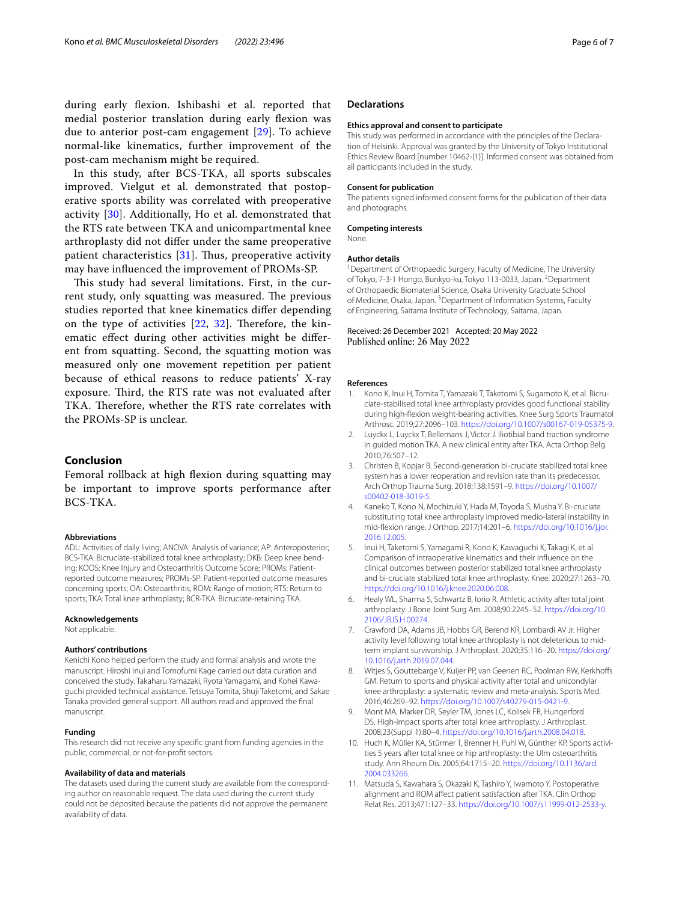during early flexion. Ishibashi et al. reported that medial posterior translation during early flexion was due to anterior post-cam engagement [29]. To achieve normal-like kinematics, further improvement of the post-cam mechanism might be required.

In this study, after BCS-TKA, all sports subscales improved. Vielgut et al. demonstrated that postoperative sports ability was correlated with preoperative activity [30]. Additionally, Ho et al. demonstrated that the RTS rate between TKA and unicompartmental knee arthroplasty did not differ under the same preoperative patient characteristics [31]. Thus, preoperative activity may have influenced the improvement of PROMs-SP.

This study had several limitations. First, in the current study, only squatting was measured. The previous studies reported that knee kinematics differ depending on the type of activities [22, 32]. Therefore, the kinematic effect during other activities might be different from squatting. Second, the squatting motion was measured only one movement repetition per patient because of ethical reasons to reduce patients' X-ray exposure. Third, the RTS rate was not evaluated after TKA. Therefore, whether the RTS rate correlates with the PROMs-SP is unclear.

## Conclusion

Femoral rollback at high flexion during squatting may be important to improve sports performance after BCS-TKA.

#### Abbreviations

ADL: Activities of daily living; ANOVA: Analysis of variance; AP: Anteroposterior; BCS-TKA: Bicruciate-stabilized total knee arthroplasty; DKB: Deep knee bending; KOOS: Knee Injury and Osteoarthritis Outcome Score; PROMs: Patient-reported outcome measures; PROMs-SP: Patient-reported outcome measures concerning sports; OA: Osteoarthritis; ROM: Range of motion; RTS: Return to sports; TKA: Total knee arthroplasty; BCR-TKA: Bicruciate-retaining TKA.

#### Acknowledgements

Not applicable.

#### Authors' contributions

Kenichi Kono helped perform the study and formal analysis and wrote the manuscript. Hiroshi Inui and Tomofumi Kage carried out data curation and conceived the study. Takaharu Yamazaki, Ryota Yamagami, and Kohei Kawaguchi provided technical assistance. Tetsuya Tomita, Shuji Taketomi, and Sakae Tanaka provided general support. All authors read and approved the final manuscript.

#### Funding

This research did not receive any specific grant from funding agencies in the public, commercial, or not-for-profit sectors.

#### Availability of data and materials

The datasets used during the current study are available from the corresponding author on reasonable request. The data used during the current study could not be deposited because the patients did not approve the permanent availability of data.

## Declarations

#### Ethics approval and consent to participate

This study was performed in accordance with the principles of the Declaration of Helsinki. Approval was granted by the University of Tokyo Institutional Ethics Review Board [number 10462-(1)]. Informed consent was obtained from all participants included in the study.

#### Consent for publication

The patients signed informed consent forms for the publication of their data and photographs.

#### Competing interests

None.

#### Author details

[1] Department of Orthopaedic Surgery, Faculty of Medicine, The University of Tokyo, 7-3-1 Hongo, Bunkyo-ku, Tokyo 113-0033, Japan. [2] Department of Orthopaedic Biomaterial Science, Osaka University Graduate School of Medicine, Osaka, Japan. [3] Department of Information Systems, Faculty of Engineering, Saitama Institute of Technology, Saitama, Japan.

Received: 26 December 2021 Accepted: 20 May 2022
Published online: 26 May 2022

#### References

1. Kono K, Inui H, Tomita T, Yamazaki T, Taketomi S, Sugamoto K, et al. Bicruciate-stabilised total knee arthroplasty provides good functional stability during high-flexion weight-bearing activities. Knee Surg Sports Traumatol Arthrosc. 2019;27:2096–103. https://doi.org/10.1007/s00167-019-05375-9.
2. Luyckx L, Luyckx T, Bellemans J, Victor J. Iliotibial band traction syndrome in guided motion TKA. A new clinical entity after TKA. Acta Orthop Belg. 2010;76:507–12.
3. Christen B, Kopjar B. Second-generation bi-cruciate stabilized total knee system has a lower reoperation and revision rate than its predecessor. Arch Orthop Trauma Surg. 2018;138:1591–9. https://doi.org/10.1007/s00402-018-3019-5.
4. Kaneko T, Kono N, Mochizuki Y, Hada M, Toyoda S, Musha Y. Bi-cruciate substituting total knee arthroplasty improved medio-lateral instability in mid-flexion range. J Orthop. 2017;14:201–6. https://doi.org/10.1016/j.jor.2016.12.005.
5. Inui H, Taketomi S, Yamagami R, Kono K, Kawaguchi K, Takagi K, et al. Comparison of intraoperative kinematics and their influence on the clinical outcomes between posterior stabilized total knee arthroplasty and bi-cruciate stabilized total knee arthroplasty. Knee. 2020;27:1263–70. https://doi.org/10.1016/j.knee.2020.06.008.
6. Healy WL, Sharma S, Schwartz B, Iorio R. Athletic activity after total joint arthroplasty. J Bone Joint Surg Am. 2008;90:2245–52. https://doi.org/10.2106/JBJS.H.00274.
7. Crawford DA, Adams JB, Hobbs GR, Berend KR, Lombardi AV Jr. Higher activity level following total knee arthroplasty is not deleterious to mid-term implant survivorship. J Arthroplast. 2020;35:116–20. https://doi.org/10.1016/j.arth.2019.07.044.
8. Witjes S, Gouttebarge V, Kuijer PP, van Geenen RC, Poolman RW, Kerkhoffs GM. Return to sports and physical activity after total and unicondylar knee arthroplasty: a systematic review and meta-analysis. Sports Med. 2016;46:269–92. https://doi.org/10.1007/s40279-015-0421-9.
9. Mont MA, Marker DR, Seyler TM, Jones LC, Kolisek FR, Hungerford DS. High-impact sports after total knee arthroplasty. J Arthroplast. 2008;23(Suppl 1):80–4. https://doi.org/10.1016/j.arth.2008.04.018.
10. Huch K, Müller KA, Stürmer T, Brenner H, Puhl W, Günther KP. Sports activities 5 years after total knee or hip arthroplasty: the Ulm osteoarthritis study. Ann Rheum Dis. 2005;64:1715–20. https://doi.org/10.1136/ard.2004.033266.
11. Matsuda S, Kawahara S, Okazaki K, Tashiro Y, Iwamoto Y. Postoperative alignment and ROM affect patient satisfaction after TKA. Clin Orthop Relat Res. 2013;471:127–33. https://doi.org/10.1007/s11999-012-2533-y.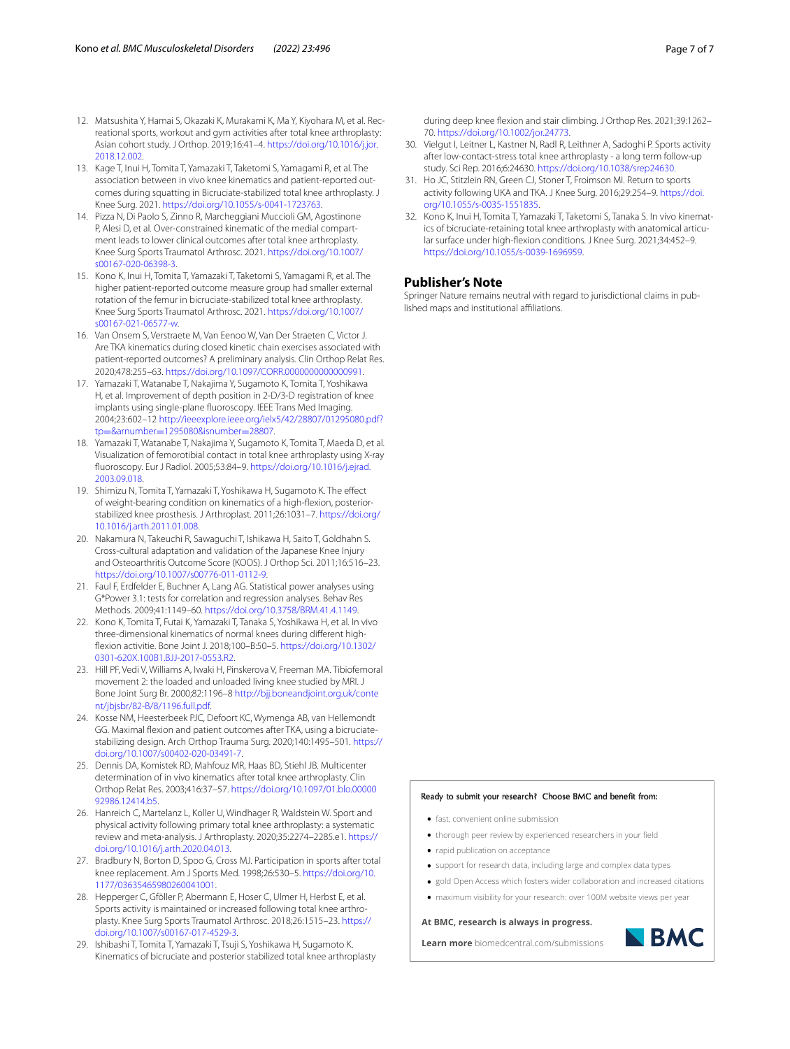12. Matsushita Y, Hamai S, Okazaki K, Murakami K, Ma Y, Kiyohara M, et al. Recreational sports, workout and gym activities after total knee arthroplasty: Asian cohort study. J Orthop. 2019;16:41–4. https://doi.org/10.1016/j.jor.2018.12.002.
13. Kage T, Inui H, Tomita T, Yamazaki T, Taketomi S, Yamagami R, et al. The association between in vivo knee kinematics and patient-reported outcomes during squatting in Bicruciate-stabilized total knee arthroplasty. J Knee Surg. 2021. https://doi.org/10.1055/s-0041-1723763.
14. Pizza N, Di Paolo S, Zinno R, Marcheggiani Muccioli GM, Agostinone P, Alesi D, et al. Over-constrained kinematic of the medial compartment leads to lower clinical outcomes after total knee arthroplasty. Knee Surg Sports Traumatol Arthrosc. 2021. https://doi.org/10.1007/s00167-020-06398-3.
15. Kono K, Inui H, Tomita T, Yamazaki T, Taketomi S, Yamagami R, et al. The higher patient-reported outcome measure group had smaller external rotation of the femur in bicruciate-stabilized total knee arthroplasty. Knee Surg Sports Traumatol Arthrosc. 2021. https://doi.org/10.1007/s00167-021-06577-w.
16. Van Onsem S, Verstraete M, Van Eenoo W, Van Der Straeten C, Victor J. Are TKA kinematics during closed kinetic chain exercises associated with patient-reported outcomes? A preliminary analysis. Clin Orthop Relat Res. 2020;478:255–63. https://doi.org/10.1097/CORR.0000000000000991.
17. Yamazaki T, Watanabe T, Nakajima Y, Sugamoto K, Tomita T, Yoshikawa H, et al. Improvement of depth position in 2-D/3-D registration of knee implants using single-plane fluoroscopy. IEEE Trans Med Imaging. 2004;23:602–12 http://ieeexplore.ieee.org/ielx5/42/28807/01295080.pdf?tp=&arnumber=1295080&isnumber=28807.
18. Yamazaki T, Watanabe T, Nakajima Y, Sugamoto K, Tomita T, Maeda D, et al. Visualization of femorotibial contact in total knee arthroplasty using X-ray fluoroscopy. Eur J Radiol. 2005;53:84–9. https://doi.org/10.1016/j.ejrad.2003.09.018.
19. Shimizu N, Tomita T, Yamazaki T, Yoshikawa H, Sugamoto K. The effect of weight-bearing condition on kinematics of a high-flexion, posterior-stabilized knee prosthesis. J Arthroplast. 2011;26:1031–7. https://doi.org/10.1016/j.arth.2011.01.008.
20. Nakamura N, Takeuchi R, Sawaguchi T, Ishikawa H, Saito T, Goldhahn S. Cross-cultural adaptation and validation of the Japanese Knee Injury and Osteoarthritis Outcome Score (KOOS). J Orthop Sci. 2011;16:516–23. https://doi.org/10.1007/s00776-011-0112-9.
21. Faul F, Erdfelder E, Buchner A, Lang AG. Statistical power analyses using G*Power 3.1: tests for correlation and regression analyses. Behav Res Methods. 2009;41:1149–60. https://doi.org/10.3758/BRM.41.4.1149.
22. Kono K, Tomita T, Futai K, Yamazaki T, Tanaka S, Yoshikawa H, et al. In vivo three-dimensional kinematics of normal knees during different high-flexion activitie. Bone Joint J. 2018;100–B:50–5. https://doi.org/10.1302/0301-620X.100B1.BJJ-2017-0553.R2.
23. Hill PF, Vedi V, Williams A, Iwaki H, Pinskerova V, Freeman MA. Tibiofemoral movement 2: the loaded and unloaded living knee studied by MRI. J Bone Joint Surg Br. 2000;82:1196–8 http://bjj.boneandjoint.org.uk/content/jbjsbr/82-B/8/1196.full.pdf.
24. Kosse NM, Heesterbeek PJC, Defoort KC, Wymenga AB, van Hellemondt GG. Maximal flexion and patient outcomes after TKA, using a bicruciate-stabilizing design. Arch Orthop Trauma Surg. 2020;140:1495–501. https://doi.org/10.1007/s00402-020-03491-7.
25. Dennis DA, Komistek RD, Mahfouz MR, Haas BD, Stiehl JB. Multicenter determination of in vivo kinematics after total knee arthroplasty. Clin Orthop Relat Res. 2003;416:37–57. https://doi.org/10.1097/01.blo.0000092986.12414.b5.
26. Hanreich C, Martelanz L, Koller U, Windhager R, Waldstein W. Sport and physical activity following primary total knee arthroplasty: a systematic review and meta-analysis. J Arthroplasty. 2020;35:2274–2285.e1. https://doi.org/10.1016/j.arth.2020.04.013.
27. Bradbury N, Borton D, Spoo G, Cross MJ. Participation in sports after total knee replacement. Am J Sports Med. 1998;26:530–5. https://doi.org/10.1177/03635465980260041001.
28. Hepperger C, Gföller P, Abermann E, Hoser C, Ulmer H, Herbst E, et al. Sports activity is maintained or increased following total knee arthroplasty. Knee Surg Sports Traumatol Arthrosc. 2018;26:1515–23. https://doi.org/10.1007/s00167-017-4529-3.
29. Ishibashi T, Tomita T, Yamazaki T, Tsuji S, Yoshikawa H, Sugamoto K. Kinematics of bicruciate and posterior stabilized total knee arthroplasty during deep knee flexion and stair climbing. J Orthop Res. 2021;39:1262–70. https://doi.org/10.1002/jor.24773.
30. Vielgut I, Leitner L, Kastner N, Radl R, Leithner A, Sadoghi P. Sports activity after low-contact-stress total knee arthroplasty - a long term follow-up study. Sci Rep. 2016;6:24630. https://doi.org/10.1038/srep24630.
31. Ho JC, Stitzlein RN, Green CJ, Stoner T, Froimson MI. Return to sports activity following UKA and TKA. J Knee Surg. 2016;29:254–9. https://doi.org/10.1055/s-0035-1551835.
32. Kono K, Inui H, Tomita T, Yamazaki T, Taketomi S, Tanaka S. In vivo kinematics of bicruciate-retaining total knee arthroplasty with anatomical articular surface under high-flexion conditions. J Knee Surg. 2021;34:452–9. https://doi.org/10.1055/s-0039-1696959.

## Publisher's Note

Springer Nature remains neutral with regard to jurisdictional claims in published maps and institutional affiliations.

Ready to submit your research? Choose BMC and benefit from:

- fast, convenient online submission
- thorough peer review by experienced researchers in your field
- rapid publication on acceptance
- support for research data, including large and complex data types
- gold Open Access which fosters wider collaboration and increased citations
- maximum visibility for your research: over 100M website views per year

**At BMC, research is always in progress.**

**Learn more** biomedcentral.com/submissions